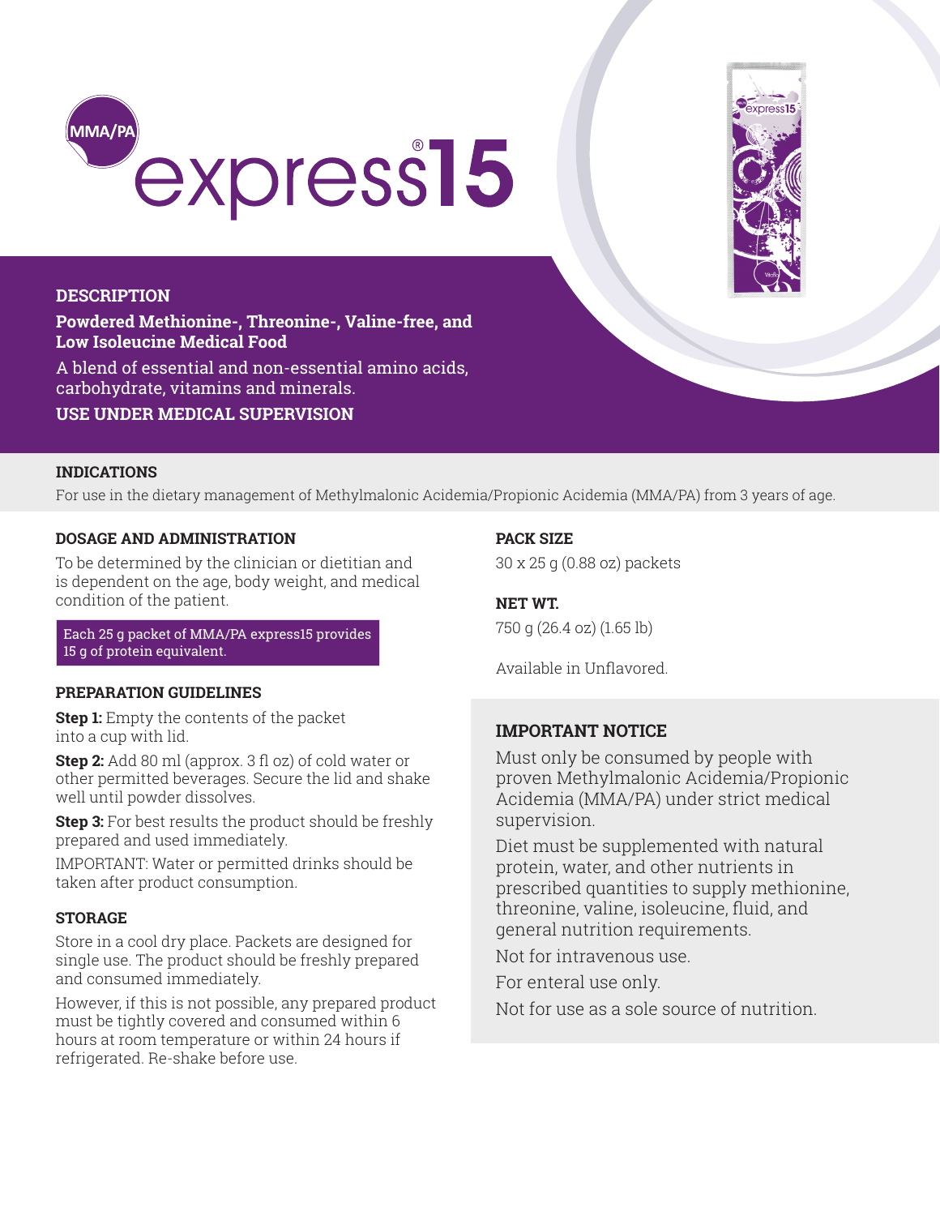# MMA/PA express®15

## DESCRIPTION

**Powdered Methionine-, Threonine-, Valine-free, and Low Isoleucine Medical Food**

A blend of essential and non-essential amino acids, carbohydrate, vitamins and minerals.

**USE UNDER MEDICAL SUPERVISION**

## INDICATIONS

For use in the dietary management of Methylmalonic Acidemia/Propionic Acidemia (MMA/PA) from 3 years of age.

## DOSAGE AND ADMINISTRATION

To be determined by the clinician or dietitian and is dependent on the age, body weight, and medical condition of the patient.

Each 25 g packet of MMA/PA express15 provides 15 g of protein equivalent.

## PREPARATION GUIDELINES

**Step 1:** Empty the contents of the packet into a cup with lid.

**Step 2:** Add 80 ml (approx. 3 fl oz) of cold water or other permitted beverages. Secure the lid and shake well until powder dissolves.

**Step 3:** For best results the product should be freshly prepared and used immediately.

IMPORTANT: Water or permitted drinks should be taken after product consumption.

## STORAGE

Store in a cool dry place. Packets are designed for single use. The product should be freshly prepared and consumed immediately.

However, if this is not possible, any prepared product must be tightly covered and consumed within 6 hours at room temperature or within 24 hours if refrigerated. Re-shake before use.

## PACK SIZE

30 x 25 g (0.88 oz) packets

## NET WT.

750 g (26.4 oz) (1.65 lb)

Available in Unflavored.

## IMPORTANT NOTICE

Must only be consumed by people with proven Methylmalonic Acidemia/Propionic Acidemia (MMA/PA) under strict medical supervision.

Diet must be supplemented with natural protein, water, and other nutrients in prescribed quantities to supply methionine, threonine, valine, isoleucine, fluid, and general nutrition requirements.

Not for intravenous use.

For enteral use only.

Not for use as a sole source of nutrition.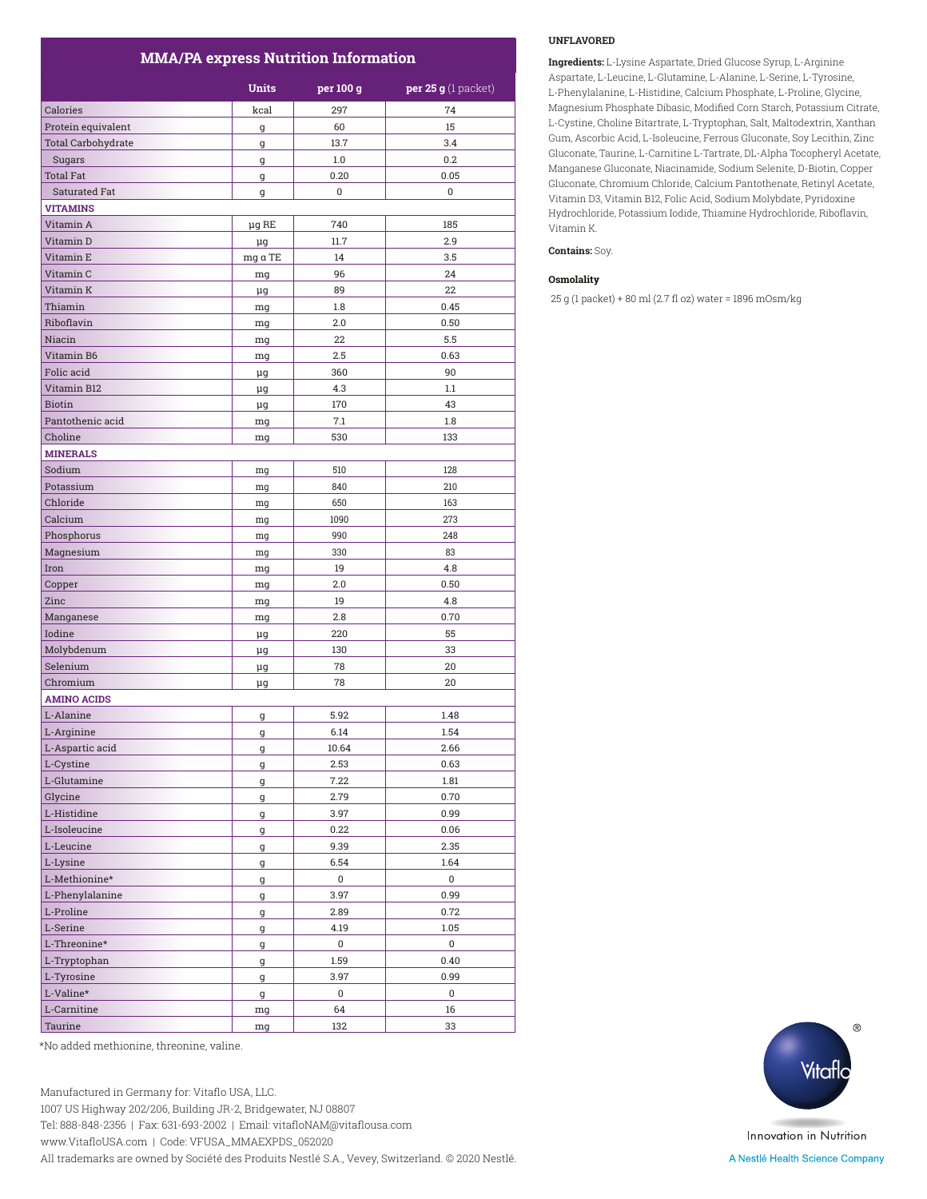## MMA/PA express Nutrition Information

| | Units | per 100 g | per 25 g (1 packet) |
|---|---|---|---|
| Calories | kcal | 297 | 74 |
| Protein equivalent | g | 60 | 15 |
| Total Carbohydrate | g | 13.7 | 3.4 |
| Sugars | g | 1.0 | 0.2 |
| Total Fat | g | 0.20 | 0.05 |
| Saturated Fat | g | 0 | 0 |
| **VITAMINS** | | | |
| Vitamin A | µg RE | 740 | 185 |
| Vitamin D | µg | 11.7 | 2.9 |
| Vitamin E | mg α TE | 14 | 3.5 |
| Vitamin C | mg | 96 | 24 |
| Vitamin K | µg | 89 | 22 |
| Thiamin | mg | 1.8 | 0.45 |
| Riboflavin | mg | 2.0 | 0.50 |
| Niacin | mg | 22 | 5.5 |
| Vitamin B6 | mg | 2.5 | 0.63 |
| Folic acid | µg | 360 | 90 |
| Vitamin B12 | µg | 4.3 | 1.1 |
| Biotin | µg | 170 | 43 |
| Pantothenic acid | mg | 7.1 | 1.8 |
| Choline | mg | 530 | 133 |
| **MINERALS** | | | |
| Sodium | mg | 510 | 128 |
| Potassium | mg | 840 | 210 |
| Chloride | mg | 650 | 163 |
| Calcium | mg | 1090 | 273 |
| Phosphorus | mg | 990 | 248 |
| Magnesium | mg | 330 | 83 |
| Iron | mg | 19 | 4.8 |
| Copper | mg | 2.0 | 0.50 |
| Zinc | mg | 19 | 4.8 |
| Manganese | mg | 2.8 | 0.70 |
| Iodine | µg | 220 | 55 |
| Molybdenum | µg | 130 | 33 |
| Selenium | µg | 78 | 20 |
| Chromium | µg | 78 | 20 |
| **AMINO ACIDS** | | | |
| L-Alanine | g | 5.92 | 1.48 |
| L-Arginine | g | 6.14 | 1.54 |
| L-Aspartic acid | g | 10.64 | 2.66 |
| L-Cystine | g | 2.53 | 0.63 |
| L-Glutamine | g | 7.22 | 1.81 |
| Glycine | g | 2.79 | 0.70 |
| L-Histidine | g | 3.97 | 0.99 |
| L-Isoleucine | g | 0.22 | 0.06 |
| L-Leucine | g | 9.39 | 2.35 |
| L-Lysine | g | 6.54 | 1.64 |
| L-Methionine* | g | 0 | 0 |
| L-Phenylalanine | g | 3.97 | 0.99 |
| L-Proline | g | 2.89 | 0.72 |
| L-Serine | g | 4.19 | 1.05 |
| L-Threonine* | g | 0 | 0 |
| L-Tryptophan | g | 1.59 | 0.40 |
| L-Tyrosine | g | 3.97 | 0.99 |
| L-Valine* | g | 0 | 0 |
| L-Carnitine | mg | 64 | 16 |
| Taurine | mg | 132 | 33 |

*No added methionine, threonine, valine.

**UNFLAVORED**

**Ingredients:** L-Lysine Aspartate, Dried Glucose Syrup, L-Arginine Aspartate, L-Leucine, L-Glutamine, L-Alanine, L-Serine, L-Tyrosine, L-Phenylalanine, L-Histidine, Calcium Phosphate, L-Proline, Glycine, Magnesium Phosphate Dibasic, Modified Corn Starch, Potassium Citrate, L-Cystine, Choline Bitartrate, L-Tryptophan, Salt, Maltodextrin, Xanthan Gum, Ascorbic Acid, L-Isoleucine, Ferrous Gluconate, Soy Lecithin, Zinc Gluconate, Taurine, L-Carnitine L-Tartrate, DL-Alpha Tocopheryl Acetate, Manganese Gluconate, Niacinamide, Sodium Selenite, D-Biotin, Copper Gluconate, Chromium Chloride, Calcium Pantothenate, Retinyl Acetate, Vitamin D3, Vitamin B12, Folic Acid, Sodium Molybdate, Pyridoxine Hydrochloride, Potassium Iodide, Thiamine Hydrochloride, Riboflavin, Vitamin K.

**Contains:** Soy.

**Osmolality**

25 g (1 packet) + 80 ml (2.7 fl oz) water = 1896 mOsm/kg

Manufactured in Germany for: Vitaflo USA, LLC.
1007 US Highway 202/206, Building JR-2, Bridgewater, NJ 08807
Tel: 888-848-2356 | Fax: 631-693-2002 | Email: vitafloNAM@vitaflousa.com
www.VitafloUSA.com | Code: VFUSA_MMAEXPDS_052020
All trademarks are owned by Société des Produits Nestlé S.A., Vevey, Switzerland. © 2020 Nestlé.

Vitaflo®
Innovation in Nutrition
A Nestlé Health Science Company